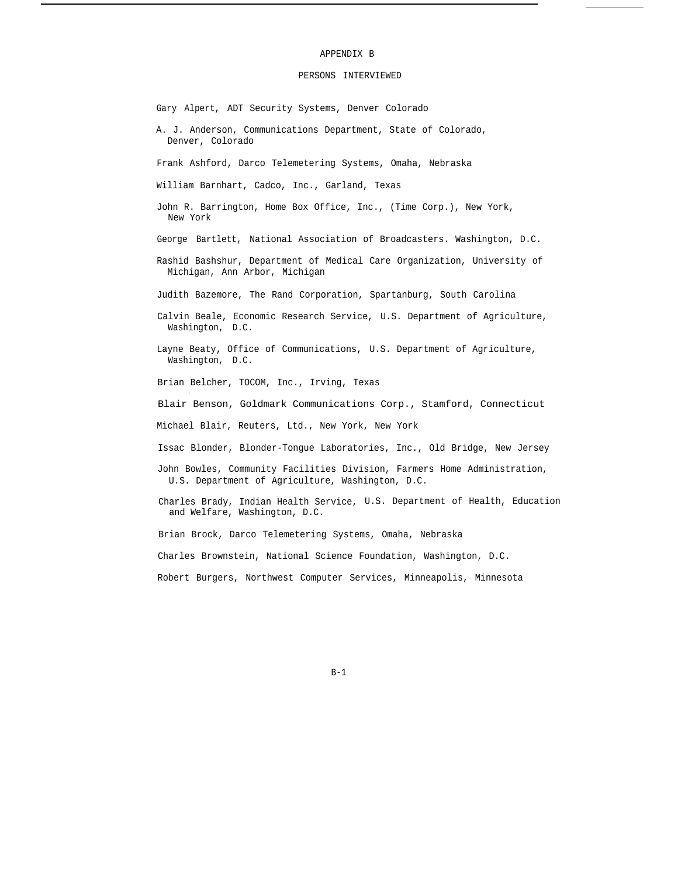# APPENDIX B

## PERSONS INTERVIEWED

Gary Alpert, ADT Security Systems, Denver Colorado

A. J. Anderson, Communications Department, State of Colorado, Denver, Colorado

Frank Ashford, Darco Telemetering Systems, Omaha, Nebraska

William Barnhart, Cadco, Inc., Garland, Texas

John R. Barrington, Home Box Office, Inc., (Time Corp.), New York, New York

George Bartlett, National Association of Broadcasters. Washington, D.C.

Rashid Bashshur, Department of Medical Care Organization, University of Michigan, Ann Arbor, Michigan

Judith Bazemore, The Rand Corporation, Spartanburg, South Carolina

Calvin Beale, Economic Research Service, U.S. Department of Agriculture, Washington, D.C.

Layne Beaty, Office of Communications, U.S. Department of Agriculture, Washington, D.C.

Brian Belcher, TOCOM, Inc., Irving, Texas

Blair Benson, Goldmark Communications Corp., Stamford, Connecticut

Michael Blair, Reuters, Ltd., New York, New York

Issac Blonder, Blonder-Tongue Laboratories, Inc., Old Bridge, New Jersey

John Bowles, Community Facilities Division, Farmers Home Administration, U.S. Department of Agriculture, Washington, D.C.

Charles Brady, Indian Health Service, U.S. Department of Health, Education and Welfare, Washington, D.C.

Brian Brock, Darco Telemetering Systems, Omaha, Nebraska

Charles Brownstein, National Science Foundation, Washington, D.C.

Robert Burgers, Northwest Computer Services, Minneapolis, Minnesota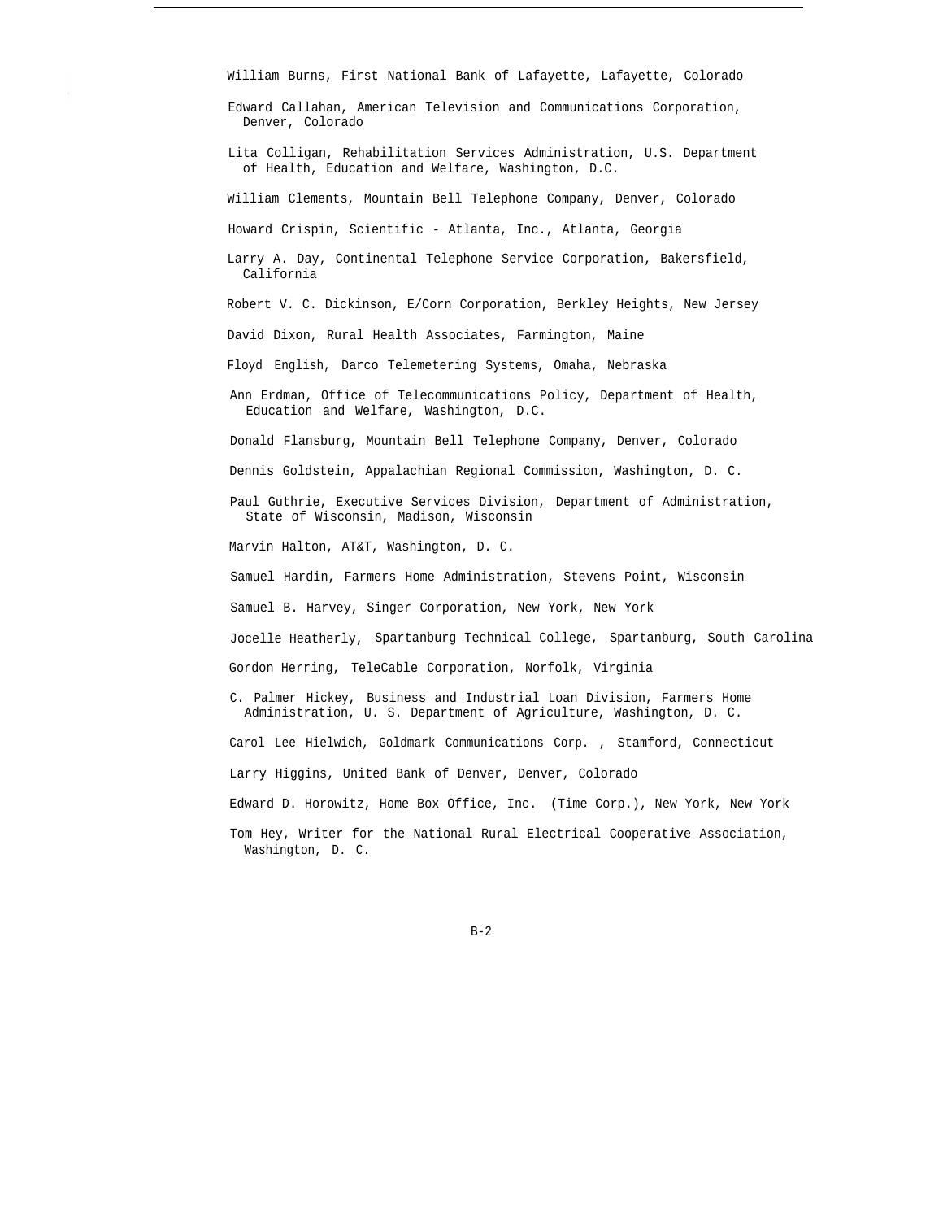William Burns, First National Bank of Lafayette, Lafayette, Colorado

Edward Callahan, American Television and Communications Corporation, Denver, Colorado

Lita Colligan, Rehabilitation Services Administration, U.S. Department of Health, Education and Welfare, Washington, D.C.

William Clements, Mountain Bell Telephone Company, Denver, Colorado

Howard Crispin, Scientific - Atlanta, Inc., Atlanta, Georgia

Larry A. Day, Continental Telephone Service Corporation, Bakersfield, California

Robert V. C. Dickinson, E/Corn Corporation, Berkley Heights, New Jersey

David Dixon, Rural Health Associates, Farmington, Maine

Floyd English, Darco Telemetering Systems, Omaha, Nebraska

Ann Erdman, Office of Telecommunications Policy, Department of Health, Education and Welfare, Washington, D.C.

Donald Flansburg, Mountain Bell Telephone Company, Denver, Colorado

Dennis Goldstein, Appalachian Regional Commission, Washington, D. C.

Paul Guthrie, Executive Services Division, Department of Administration, State of Wisconsin, Madison, Wisconsin

Marvin Halton, AT&T, Washington, D. C.

Samuel Hardin, Farmers Home Administration, Stevens Point, Wisconsin

Samuel B. Harvey, Singer Corporation, New York, New York

Jocelle Heatherly, Spartanburg Technical College, Spartanburg, South Carolina

Gordon Herring, TeleCable Corporation, Norfolk, Virginia

C. Palmer Hickey, Business and Industrial Loan Division, Farmers Home Administration, U. S. Department of Agriculture, Washington, D. C.

Carol Lee Hielwich, Goldmark Communications Corp. , Stamford, Connecticut

Larry Higgins, United Bank of Denver, Denver, Colorado

Edward D. Horowitz, Home Box Office, Inc. (Time Corp.), New York, New York

Tom Hey, Writer for the National Rural Electrical Cooperative Association, Washington, D. C.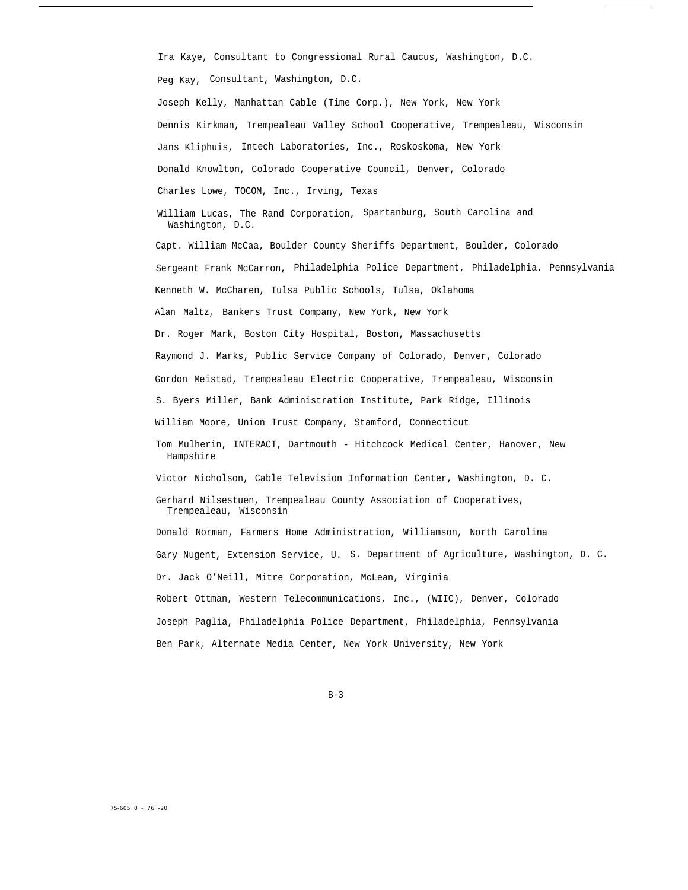Ira Kaye, Consultant to Congressional Rural Caucus, Washington, D.C.

Peg Kay, Consultant, Washington, D.C.

Joseph Kelly, Manhattan Cable (Time Corp.), New York, New York

Dennis Kirkman, Trempealeau Valley School Cooperative, Trempealeau, Wisconsin

Jans Kliphuis, Intech Laboratories, Inc., Roskoskoma, New York

Donald Knowlton, Colorado Cooperative Council, Denver, Colorado

Charles Lowe, TOCOM, Inc., Irving, Texas

William Lucas, The Rand Corporation, Spartanburg, South Carolina and Washington, D.C.

Capt. William McCaa, Boulder County Sheriffs Department, Boulder, Colorado

Sergeant Frank McCarron, Philadelphia Police Department, Philadelphia. Pennsylvania

Kenneth W. McCharen, Tulsa Public Schools, Tulsa, Oklahoma

Alan Maltz, Bankers Trust Company, New York, New York

Dr. Roger Mark, Boston City Hospital, Boston, Massachusetts

Raymond J. Marks, Public Service Company of Colorado, Denver, Colorado

Gordon Meistad, Trempealeau Electric Cooperative, Trempealeau, Wisconsin

S. Byers Miller, Bank Administration Institute, Park Ridge, Illinois

William Moore, Union Trust Company, Stamford, Connecticut

Tom Mulherin, INTERACT, Dartmouth - Hitchcock Medical Center, Hanover, New Hampshire

Victor Nicholson, Cable Television Information Center, Washington, D. C.

Gerhard Nilsestuen, Trempealeau County Association of Cooperatives, Trempealeau, Wisconsin

Donald Norman, Farmers Home Administration, Williamson, North Carolina

Gary Nugent, Extension Service, U. S. Department of Agriculture, Washington, D. C.

Dr. Jack O'Neill, Mitre Corporation, McLean, Virginia

Robert Ottman, Western Telecommunications, Inc., (WIIC), Denver, Colorado

Joseph Paglia, Philadelphia Police Department, Philadelphia, Pennsylvania

Ben Park, Alternate Media Center, New York University, New York

75-605 0 - 76 -20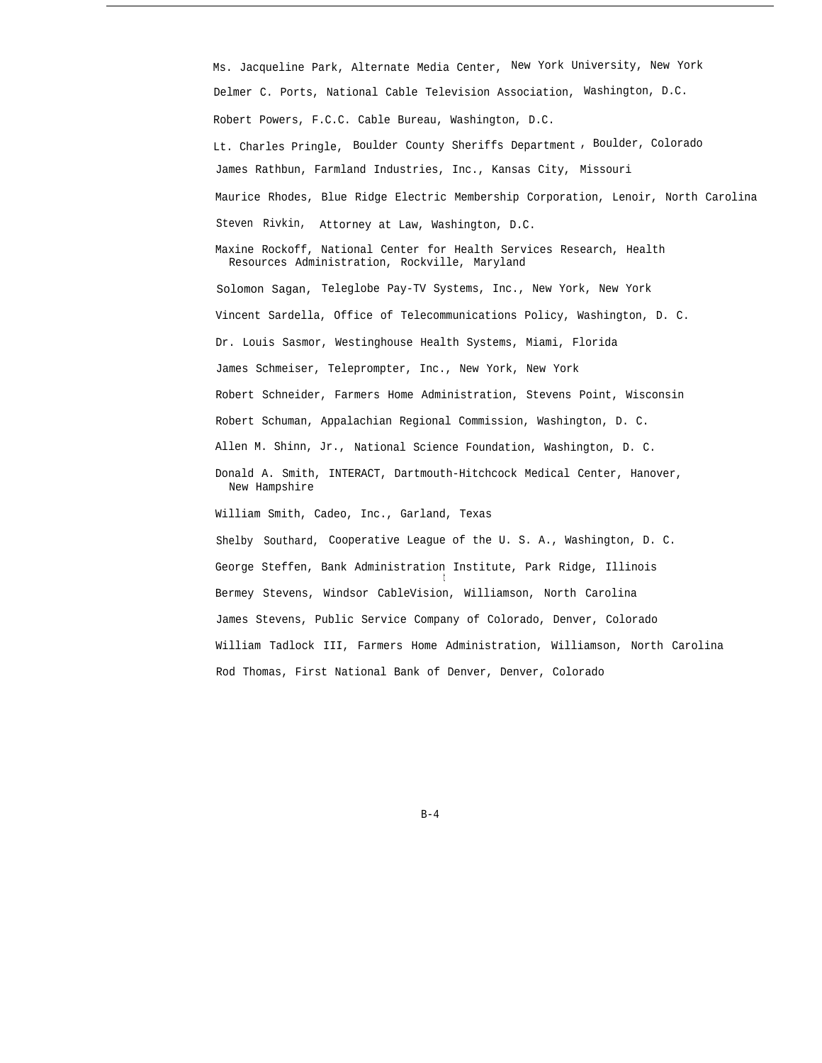Ms. Jacqueline Park, Alternate Media Center, New York University, New York

Delmer C. Ports, National Cable Television Association, Washington, D.C.

Robert Powers, F.C.C. Cable Bureau, Washington, D.C.

Lt. Charles Pringle, Boulder County Sheriffs Department , Boulder, Colorado

James Rathbun, Farmland Industries, Inc., Kansas City, Missouri

Maurice Rhodes, Blue Ridge Electric Membership Corporation, Lenoir, North Carolina

Steven Rivkin, Attorney at Law, Washington, D.C.

Maxine Rockoff, National Center for Health Services Research, Health Resources Administration, Rockville, Maryland

Solomon Sagan, Teleglobe Pay-TV Systems, Inc., New York, New York

Vincent Sardella, Office of Telecommunications Policy, Washington, D. C.

Dr. Louis Sasmor, Westinghouse Health Systems, Miami, Florida

James Schmeiser, Teleprompter, Inc., New York, New York

Robert Schneider, Farmers Home Administration, Stevens Point, Wisconsin

Robert Schuman, Appalachian Regional Commission, Washington, D. C.

Allen M. Shinn, Jr., National Science Foundation, Washington, D. C.

Donald A. Smith, INTERACT, Dartmouth-Hitchcock Medical Center, Hanover, New Hampshire

William Smith, Cadeo, Inc., Garland, Texas

Shelby Southard, Cooperative League of the U. S. A., Washington, D. C.

George Steffen, Bank Administration Institute, Park Ridge, Illinois

Bermey Stevens, Windsor CableVision, Williamson, North Carolina

James Stevens, Public Service Company of Colorado, Denver, Colorado

William Tadlock III, Farmers Home Administration, Williamson, North Carolina

Rod Thomas, First National Bank of Denver, Denver, Colorado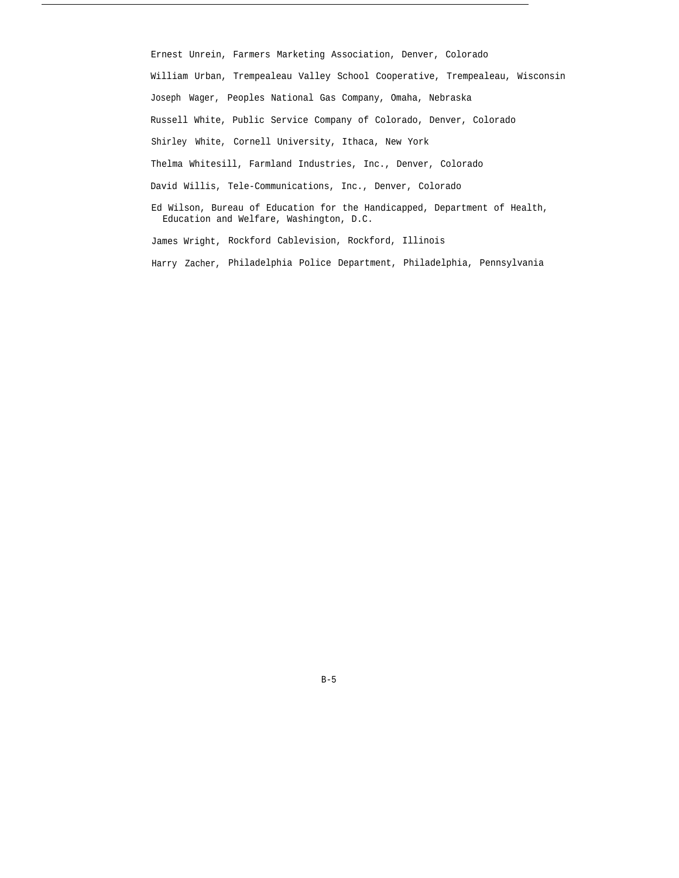Ernest Unrein, Farmers Marketing Association, Denver, Colorado

William Urban, Trempealeau Valley School Cooperative, Trempealeau, Wisconsin

Joseph Wager, Peoples National Gas Company, Omaha, Nebraska

Russell White, Public Service Company of Colorado, Denver, Colorado

Shirley White, Cornell University, Ithaca, New York

Thelma Whitesill, Farmland Industries, Inc., Denver, Colorado

David Willis, Tele-Communications, Inc., Denver, Colorado

Ed Wilson, Bureau of Education for the Handicapped, Department of Health, Education and Welfare, Washington, D.C.

James Wright, Rockford Cablevision, Rockford, Illinois

Harry Zacher, Philadelphia Police Department, Philadelphia, Pennsylvania